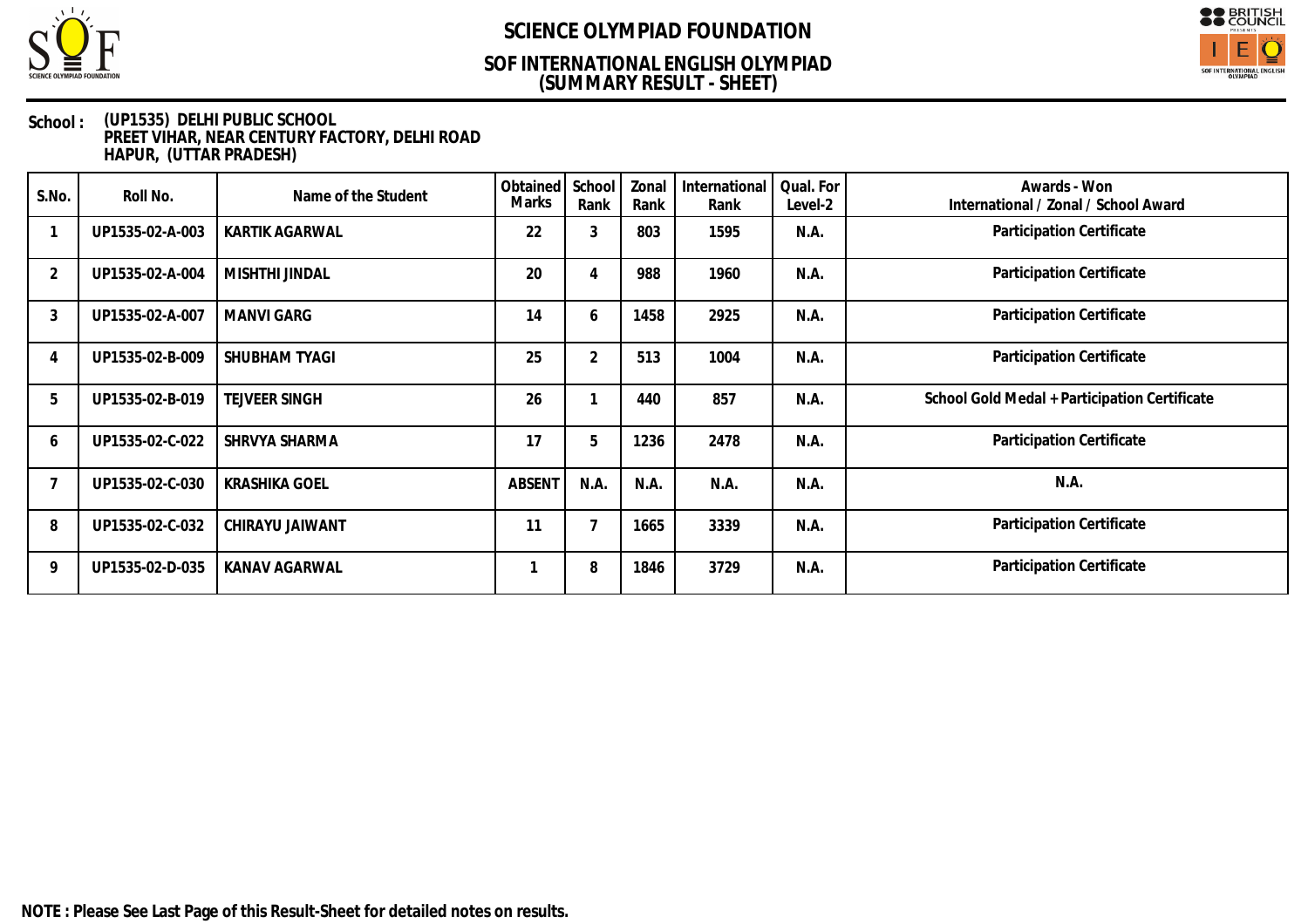# SCIENCE OLYMPIAD FOUNDATION

## SOF INTERNATIONAL ENGLISH OLYMPIAD
## (SUMMARY RESULT - SHEET)

**School :** **(UP1535) DELHI PUBLIC SCHOOL**
**PREET VIHAR, NEAR CENTURY FACTORY, DELHI ROAD**
**HAPUR, (UTTAR PRADESH)**

| S.No. | Roll No. | Name of the Student | Obtained Marks | School Rank | Zonal Rank | International Rank | Qual. For Level-2 | Awards - Won International / Zonal / School Award |
|---|---|---|---|---|---|---|---|---|
| 1 | UP1535-02-A-003 | KARTIK AGARWAL | 22 | 3 | 803 | 1595 | N.A. | Participation Certificate |
| 2 | UP1535-02-A-004 | MISHTHI JINDAL | 20 | 4 | 988 | 1960 | N.A. | Participation Certificate |
| 3 | UP1535-02-A-007 | MANVI GARG | 14 | 6 | 1458 | 2925 | N.A. | Participation Certificate |
| 4 | UP1535-02-B-009 | SHUBHAM TYAGI | 25 | 2 | 513 | 1004 | N.A. | Participation Certificate |
| 5 | UP1535-02-B-019 | TEJVEER SINGH | 26 | 1 | 440 | 857 | N.A. | School Gold Medal + Participation Certificate |
| 6 | UP1535-02-C-022 | SHRVYA SHARMA | 17 | 5 | 1236 | 2478 | N.A. | Participation Certificate |
| 7 | UP1535-02-C-030 | KRASHIKA GOEL | ABSENT | N.A. | N.A. | N.A. | N.A. | N.A. |
| 8 | UP1535-02-C-032 | CHIRAYU JAIWANT | 11 | 7 | 1665 | 3339 | N.A. | Participation Certificate |
| 9 | UP1535-02-D-035 | KANAV AGARWAL | 1 | 8 | 1846 | 3729 | N.A. | Participation Certificate |

**NOTE : Please See Last Page of this Result-Sheet for detailed notes on results.**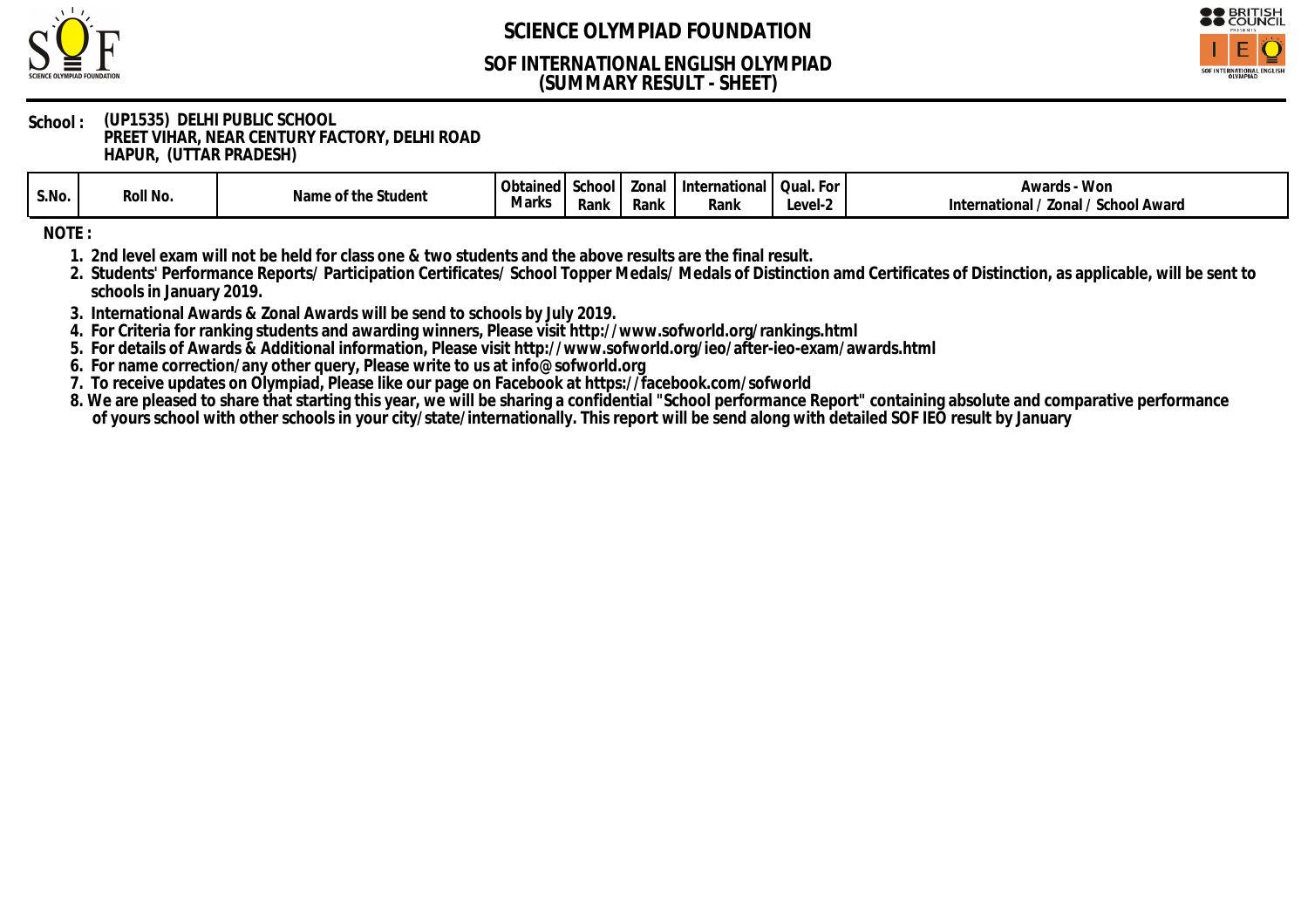# SCIENCE OLYMPIAD FOUNDATION

## SOF INTERNATIONAL ENGLISH OLYMPIAD
## (SUMMARY RESULT - SHEET)

**School :** (UP1535) DELHI PUBLIC SCHOOL
PREET VIHAR, NEAR CENTURY FACTORY, DELHI ROAD
HAPUR, (UTTAR PRADESH)

| S.No. | Roll No. | Name of the Student | Obtained Marks | School Rank | Zonal Rank | International Rank | Qual. For Level-2 | Awards - Won International / Zonal / School Award |
|---|---|---|---|---|---|---|---|---|

**NOTE :**

1. 2nd level exam will not be held for class one & two students and the above results are the final result.
2. Students' Performance Reports/ Participation Certificates/ School Topper Medals/ Medals of Distinction amd Certificates of Distinction, as applicable, will be sent to schools in January 2019.
3. International Awards & Zonal Awards will be send to schools by July 2019.
4. For Criteria for ranking students and awarding winners, Please visit http://www.sofworld.org/rankings.html
5. For details of Awards & Additional information, Please visit http://www.sofworld.org/ieo/after-ieo-exam/awards.html
6. For name correction/any other query, Please write to us at info@sofworld.org
7. To receive updates on Olympiad, Please like our page on Facebook at https://facebook.com/sofworld
8. We are pleased to share that starting this year, we will be sharing a confidential "School performance Report" containing absolute and comparative performance of yours school with other schools in your city/state/internationally. This report will be send along with detailed SOF IEO result by January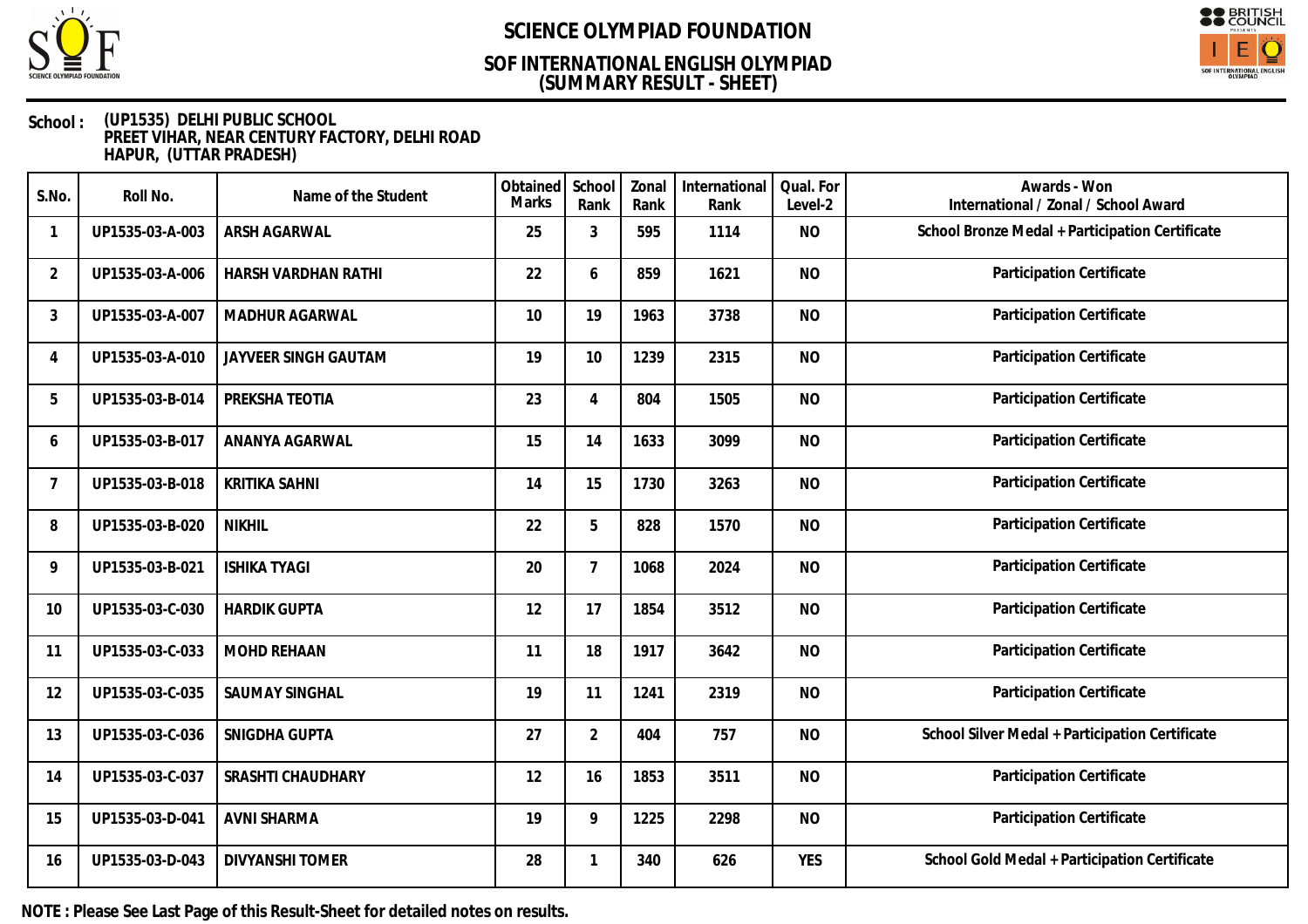# SCIENCE OLYMPIAD FOUNDATION

## SOF INTERNATIONAL ENGLISH OLYMPIAD
## (SUMMARY RESULT - SHEET)

**School :** (UP1535) DELHI PUBLIC SCHOOL
PREET VIHAR, NEAR CENTURY FACTORY, DELHI ROAD
HAPUR, (UTTAR PRADESH)

| S.No. | Roll No. | Name of the Student | Obtained Marks | School Rank | Zonal Rank | International Rank | Qual. For Level-2 | Awards - Won International / Zonal / School Award |
|---|---|---|---|---|---|---|---|---|
| 1 | UP1535-03-A-003 | ARSH AGARWAL | 25 | 3 | 595 | 1114 | NO | School Bronze Medal + Participation Certificate |
| 2 | UP1535-03-A-006 | HARSH VARDHAN RATHI | 22 | 6 | 859 | 1621 | NO | Participation Certificate |
| 3 | UP1535-03-A-007 | MADHUR AGARWAL | 10 | 19 | 1963 | 3738 | NO | Participation Certificate |
| 4 | UP1535-03-A-010 | JAYVEER SINGH GAUTAM | 19 | 10 | 1239 | 2315 | NO | Participation Certificate |
| 5 | UP1535-03-B-014 | PREKSHA TEOTIA | 23 | 4 | 804 | 1505 | NO | Participation Certificate |
| 6 | UP1535-03-B-017 | ANANYA AGARWAL | 15 | 14 | 1633 | 3099 | NO | Participation Certificate |
| 7 | UP1535-03-B-018 | KRITIKA SAHNI | 14 | 15 | 1730 | 3263 | NO | Participation Certificate |
| 8 | UP1535-03-B-020 | NIKHIL | 22 | 5 | 828 | 1570 | NO | Participation Certificate |
| 9 | UP1535-03-B-021 | ISHIKA TYAGI | 20 | 7 | 1068 | 2024 | NO | Participation Certificate |
| 10 | UP1535-03-C-030 | HARDIK GUPTA | 12 | 17 | 1854 | 3512 | NO | Participation Certificate |
| 11 | UP1535-03-C-033 | MOHD REHAAN | 11 | 18 | 1917 | 3642 | NO | Participation Certificate |
| 12 | UP1535-03-C-035 | SAUMAY SINGHAL | 19 | 11 | 1241 | 2319 | NO | Participation Certificate |
| 13 | UP1535-03-C-036 | SNIGDHA GUPTA | 27 | 2 | 404 | 757 | NO | School Silver Medal + Participation Certificate |
| 14 | UP1535-03-C-037 | SRASHTI CHAUDHARY | 12 | 16 | 1853 | 3511 | NO | Participation Certificate |
| 15 | UP1535-03-D-041 | AVNI SHARMA | 19 | 9 | 1225 | 2298 | NO | Participation Certificate |
| 16 | UP1535-03-D-043 | DIVYANSHI TOMER | 28 | 1 | 340 | 626 | YES | School Gold Medal + Participation Certificate |

**NOTE : Please See Last Page of this Result-Sheet for detailed notes on results.**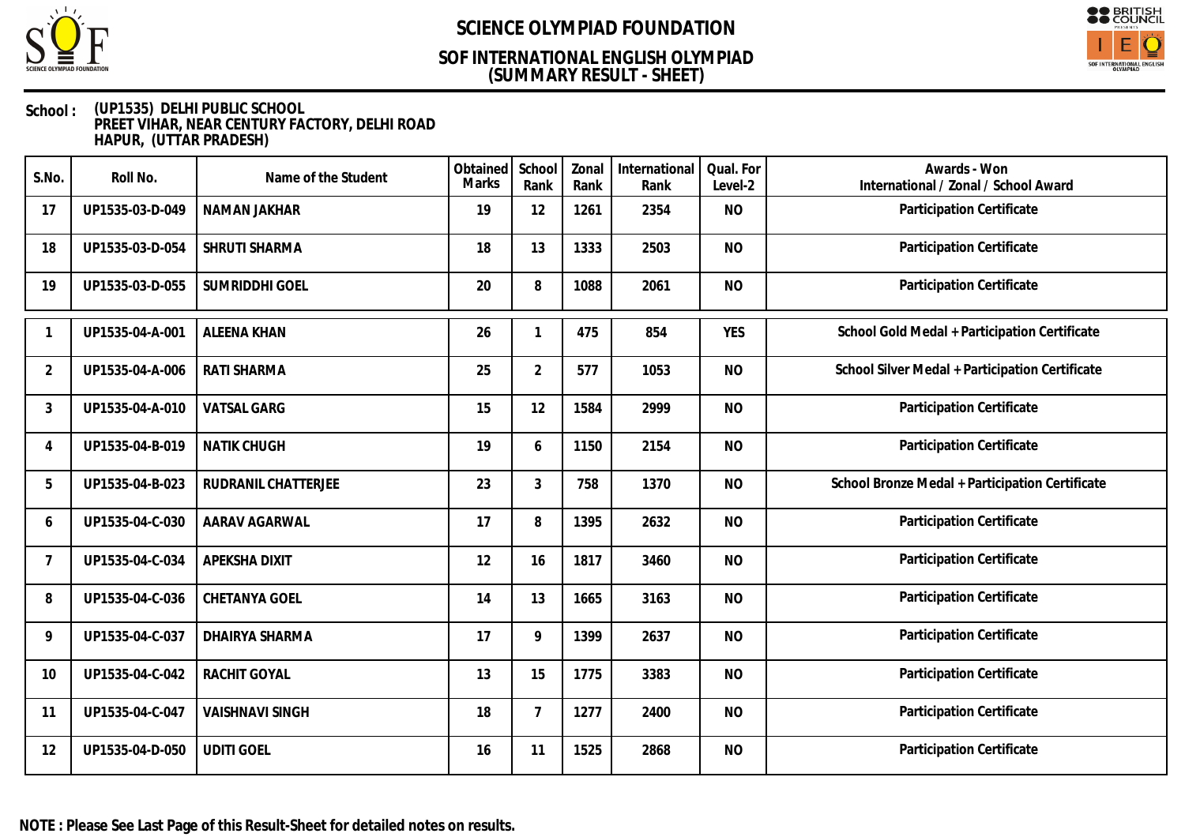# SCIENCE OLYMPIAD FOUNDATION

## SOF INTERNATIONAL ENGLISH OLYMPIAD
## (SUMMARY RESULT - SHEET)

**School :** (UP1535) DELHI PUBLIC SCHOOL
PREET VIHAR, NEAR CENTURY FACTORY, DELHI ROAD
HAPUR, (UTTAR PRADESH)

| S.No. | Roll No. | Name of the Student | Obtained Marks | School Rank | Zonal Rank | International Rank | Qual. For Level-2 | Awards - Won International / Zonal / School Award |
|---|---|---|---|---|---|---|---|---|
| 17 | UP1535-03-D-049 | NAMAN JAKHAR | 19 | 12 | 1261 | 2354 | NO | Participation Certificate |
| 18 | UP1535-03-D-054 | SHRUTI SHARMA | 18 | 13 | 1333 | 2503 | NO | Participation Certificate |
| 19 | UP1535-03-D-055 | SUMRIDDHI GOEL | 20 | 8 | 1088 | 2061 | NO | Participation Certificate |
| 1 | UP1535-04-A-001 | ALEENA KHAN | 26 | 1 | 475 | 854 | YES | School Gold Medal + Participation Certificate |
| 2 | UP1535-04-A-006 | RATI SHARMA | 25 | 2 | 577 | 1053 | NO | School Silver Medal + Participation Certificate |
| 3 | UP1535-04-A-010 | VATSAL GARG | 15 | 12 | 1584 | 2999 | NO | Participation Certificate |
| 4 | UP1535-04-B-019 | NATIK CHUGH | 19 | 6 | 1150 | 2154 | NO | Participation Certificate |
| 5 | UP1535-04-B-023 | RUDRANIL CHATTERJEE | 23 | 3 | 758 | 1370 | NO | School Bronze Medal + Participation Certificate |
| 6 | UP1535-04-C-030 | AARAV AGARWAL | 17 | 8 | 1395 | 2632 | NO | Participation Certificate |
| 7 | UP1535-04-C-034 | APEKSHA DIXIT | 12 | 16 | 1817 | 3460 | NO | Participation Certificate |
| 8 | UP1535-04-C-036 | CHETANYA GOEL | 14 | 13 | 1665 | 3163 | NO | Participation Certificate |
| 9 | UP1535-04-C-037 | DHAIRYA SHARMA | 17 | 9 | 1399 | 2637 | NO | Participation Certificate |
| 10 | UP1535-04-C-042 | RACHIT GOYAL | 13 | 15 | 1775 | 3383 | NO | Participation Certificate |
| 11 | UP1535-04-C-047 | VAISHNAVI SINGH | 18 | 7 | 1277 | 2400 | NO | Participation Certificate |
| 12 | UP1535-04-D-050 | UDITI GOEL | 16 | 11 | 1525 | 2868 | NO | Participation Certificate |

**NOTE : Please See Last Page of this Result-Sheet for detailed notes on results.**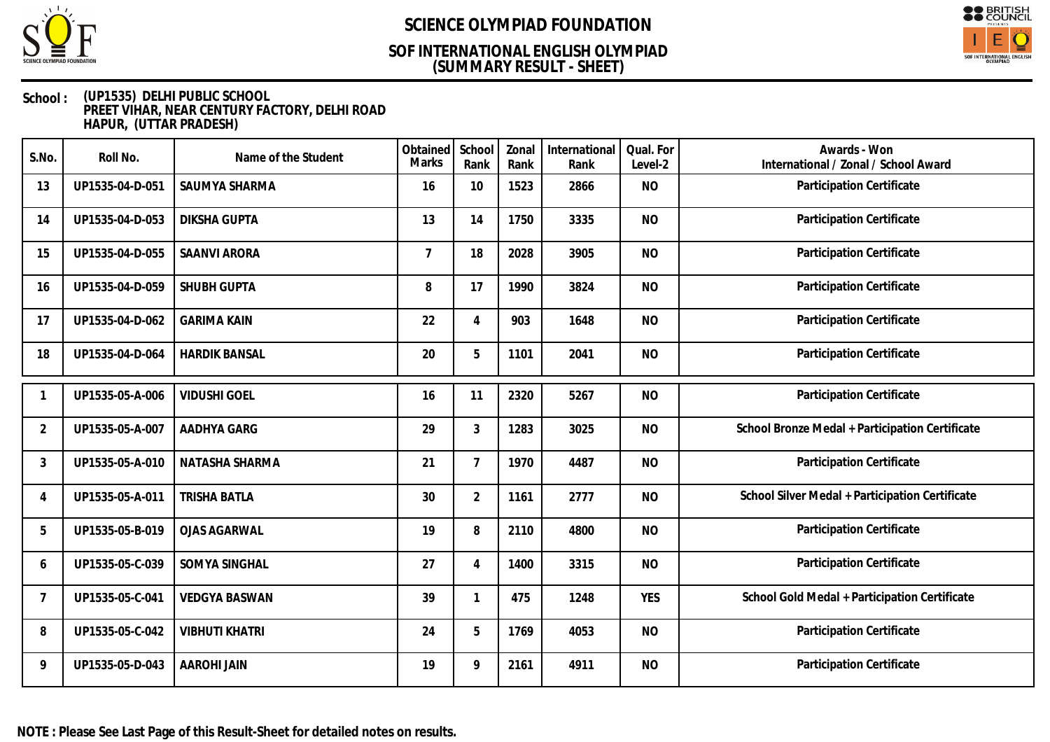# SCIENCE OLYMPIAD FOUNDATION

## SOF INTERNATIONAL ENGLISH OLYMPIAD
## (SUMMARY RESULT - SHEET)

**School :** (UP1535) DELHI PUBLIC SCHOOL
PREET VIHAR, NEAR CENTURY FACTORY, DELHI ROAD
HAPUR, (UTTAR PRADESH)

| S.No. | Roll No. | Name of the Student | Obtained Marks | School Rank | Zonal Rank | International Rank | Qual. For Level-2 | Awards - Won International / Zonal / School Award |
|---|---|---|---|---|---|---|---|---|
| 13 | UP1535-04-D-051 | SAUMYA SHARMA | 16 | 10 | 1523 | 2866 | NO | Participation Certificate |
| 14 | UP1535-04-D-053 | DIKSHA GUPTA | 13 | 14 | 1750 | 3335 | NO | Participation Certificate |
| 15 | UP1535-04-D-055 | SAANVI ARORA | 7 | 18 | 2028 | 3905 | NO | Participation Certificate |
| 16 | UP1535-04-D-059 | SHUBH GUPTA | 8 | 17 | 1990 | 3824 | NO | Participation Certificate |
| 17 | UP1535-04-D-062 | GARIMA KAIN | 22 | 4 | 903 | 1648 | NO | Participation Certificate |
| 18 | UP1535-04-D-064 | HARDIK BANSAL | 20 | 5 | 1101 | 2041 | NO | Participation Certificate |

| S.No. | Roll No. | Name of the Student | Obtained Marks | School Rank | Zonal Rank | International Rank | Qual. For Level-2 | Awards - Won International / Zonal / School Award |
|---|---|---|---|---|---|---|---|---|
| 1 | UP1535-05-A-006 | VIDUSHI GOEL | 16 | 11 | 2320 | 5267 | NO | Participation Certificate |
| 2 | UP1535-05-A-007 | AADHYA GARG | 29 | 3 | 1283 | 3025 | NO | School Bronze Medal + Participation Certificate |
| 3 | UP1535-05-A-010 | NATASHA SHARMA | 21 | 7 | 1970 | 4487 | NO | Participation Certificate |
| 4 | UP1535-05-A-011 | TRISHA BATLA | 30 | 2 | 1161 | 2777 | NO | School Silver Medal + Participation Certificate |
| 5 | UP1535-05-B-019 | OJAS AGARWAL | 19 | 8 | 2110 | 4800 | NO | Participation Certificate |
| 6 | UP1535-05-C-039 | SOMYA SINGHAL | 27 | 4 | 1400 | 3315 | NO | Participation Certificate |
| 7 | UP1535-05-C-041 | VEDGYA BASWAN | 39 | 1 | 475 | 1248 | YES | School Gold Medal + Participation Certificate |
| 8 | UP1535-05-C-042 | VIBHUTI KHATRI | 24 | 5 | 1769 | 4053 | NO | Participation Certificate |
| 9 | UP1535-05-D-043 | AAROHI JAIN | 19 | 9 | 2161 | 4911 | NO | Participation Certificate |

**NOTE : Please See Last Page of this Result-Sheet for detailed notes on results.**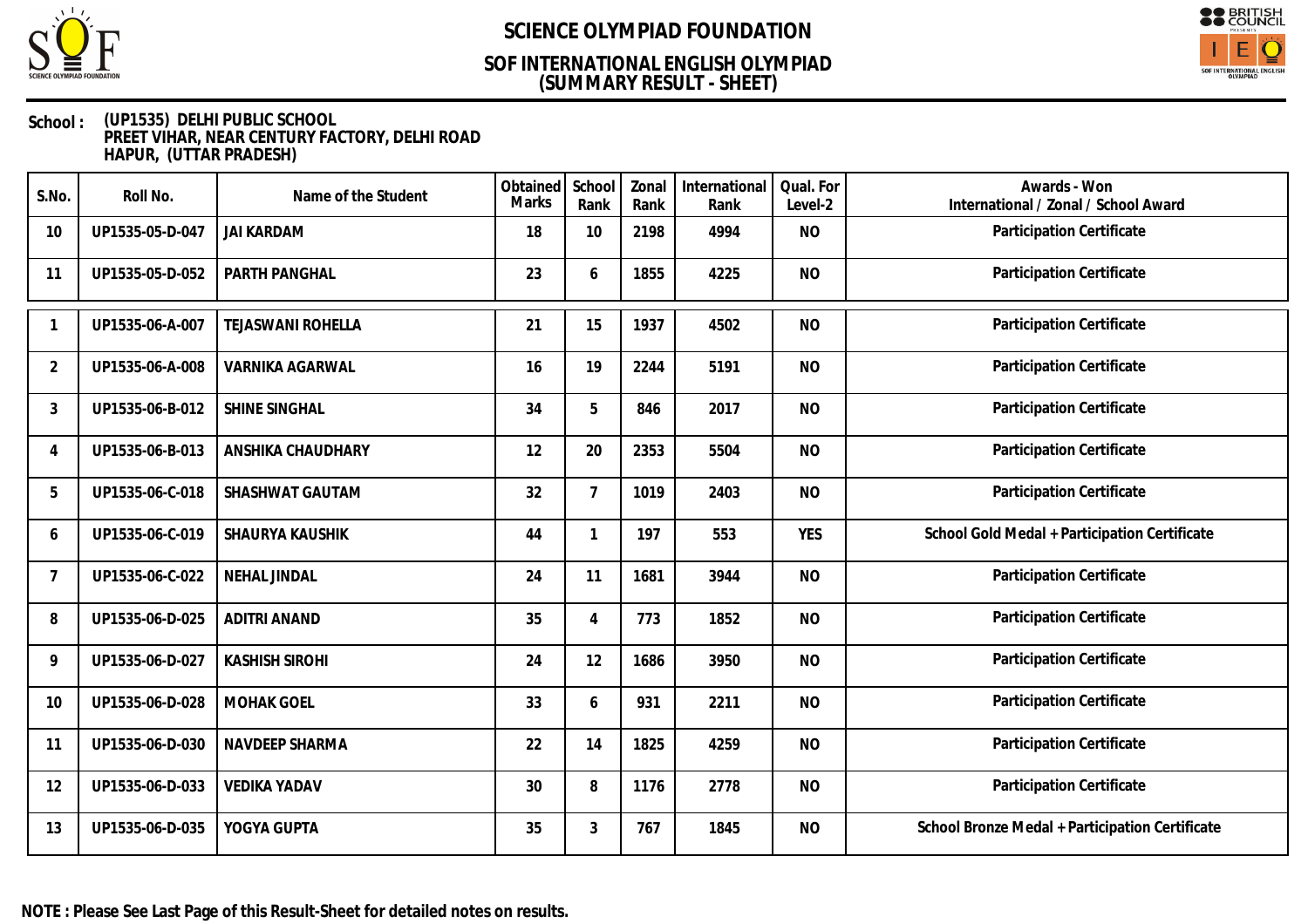# SCIENCE OLYMPIAD FOUNDATION

## SOF INTERNATIONAL ENGLISH OLYMPIAD
## (SUMMARY RESULT - SHEET)

**School :** (UP1535) DELHI PUBLIC SCHOOL
PREET VIHAR, NEAR CENTURY FACTORY, DELHI ROAD
HAPUR, (UTTAR PRADESH)

| S.No. | Roll No. | Name of the Student | Obtained Marks | School Rank | Zonal Rank | International Rank | Qual. For Level-2 | Awards - Won International / Zonal / School Award |
|---|---|---|---|---|---|---|---|---|
| 10 | UP1535-05-D-047 | JAI KARDAM | 18 | 10 | 2198 | 4994 | NO | Participation Certificate |
| 11 | UP1535-05-D-052 | PARTH PANGHAL | 23 | 6 | 1855 | 4225 | NO | Participation Certificate |

| S.No. | Roll No. | Name of the Student | Obtained Marks | School Rank | Zonal Rank | International Rank | Qual. For Level-2 | Awards - Won International / Zonal / School Award |
|---|---|---|---|---|---|---|---|---|
| 1 | UP1535-06-A-007 | TEJASWANI ROHELLA | 21 | 15 | 1937 | 4502 | NO | Participation Certificate |
| 2 | UP1535-06-A-008 | VARNIKA AGARWAL | 16 | 19 | 2244 | 5191 | NO | Participation Certificate |
| 3 | UP1535-06-B-012 | SHINE SINGHAL | 34 | 5 | 846 | 2017 | NO | Participation Certificate |
| 4 | UP1535-06-B-013 | ANSHIKA CHAUDHARY | 12 | 20 | 2353 | 5504 | NO | Participation Certificate |
| 5 | UP1535-06-C-018 | SHASHWAT GAUTAM | 32 | 7 | 1019 | 2403 | NO | Participation Certificate |
| 6 | UP1535-06-C-019 | SHAURYA KAUSHIK | 44 | 1 | 197 | 553 | YES | School Gold Medal + Participation Certificate |
| 7 | UP1535-06-C-022 | NEHAL JINDAL | 24 | 11 | 1681 | 3944 | NO | Participation Certificate |
| 8 | UP1535-06-D-025 | ADITRI ANAND | 35 | 4 | 773 | 1852 | NO | Participation Certificate |
| 9 | UP1535-06-D-027 | KASHISH SIROHI | 24 | 12 | 1686 | 3950 | NO | Participation Certificate |
| 10 | UP1535-06-D-028 | MOHAK GOEL | 33 | 6 | 931 | 2211 | NO | Participation Certificate |
| 11 | UP1535-06-D-030 | NAVDEEP SHARMA | 22 | 14 | 1825 | 4259 | NO | Participation Certificate |
| 12 | UP1535-06-D-033 | VEDIKA YADAV | 30 | 8 | 1176 | 2778 | NO | Participation Certificate |
| 13 | UP1535-06-D-035 | YOGYA GUPTA | 35 | 3 | 767 | 1845 | NO | School Bronze Medal + Participation Certificate |

**NOTE : Please See Last Page of this Result-Sheet for detailed notes on results.**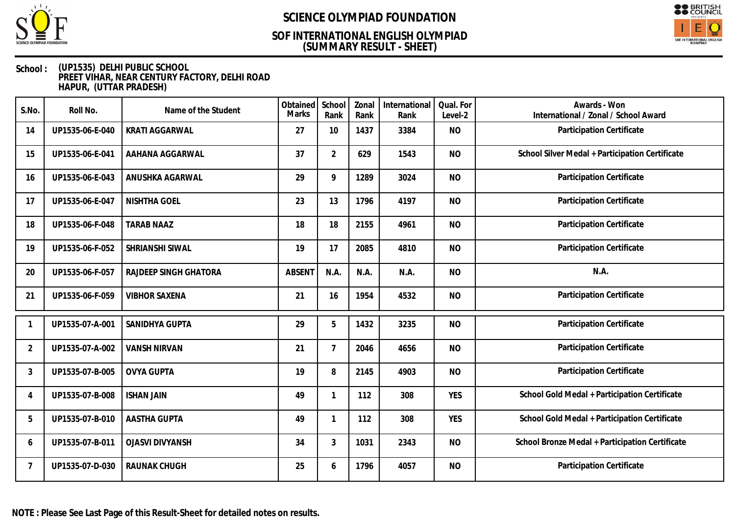# SCIENCE OLYMPIAD FOUNDATION

## SOF INTERNATIONAL ENGLISH OLYMPIAD
## (SUMMARY RESULT - SHEET)

**School :** (UP1535) DELHI PUBLIC SCHOOL
PREET VIHAR, NEAR CENTURY FACTORY, DELHI ROAD
HAPUR, (UTTAR PRADESH)

| S.No. | Roll No. | Name of the Student | Obtained Marks | School Rank | Zonal Rank | International Rank | Qual. For Level-2 | Awards - Won International / Zonal / School Award |
|---|---|---|---|---|---|---|---|---|
| 14 | UP1535-06-E-040 | KRATI AGGARWAL | 27 | 10 | 1437 | 3384 | NO | Participation Certificate |
| 15 | UP1535-06-E-041 | AAHANA AGGARWAL | 37 | 2 | 629 | 1543 | NO | School Silver Medal + Participation Certificate |
| 16 | UP1535-06-E-043 | ANUSHKA AGARWAL | 29 | 9 | 1289 | 3024 | NO | Participation Certificate |
| 17 | UP1535-06-E-047 | NISHTHA GOEL | 23 | 13 | 1796 | 4197 | NO | Participation Certificate |
| 18 | UP1535-06-F-048 | TARAB NAAZ | 18 | 18 | 2155 | 4961 | NO | Participation Certificate |
| 19 | UP1535-06-F-052 | SHRIANSHI SIWAL | 19 | 17 | 2085 | 4810 | NO | Participation Certificate |
| 20 | UP1535-06-F-057 | RAJDEEP SINGH GHATORA | ABSENT | N.A. | N.A. | N.A. | NO | N.A. |
| 21 | UP1535-06-F-059 | VIBHOR SAXENA | 21 | 16 | 1954 | 4532 | NO | Participation Certificate |

| S.No. | Roll No. | Name of the Student | Obtained Marks | School Rank | Zonal Rank | International Rank | Qual. For Level-2 | Awards - Won International / Zonal / School Award |
|---|---|---|---|---|---|---|---|---|
| 1 | UP1535-07-A-001 | SANIDHYA GUPTA | 29 | 5 | 1432 | 3235 | NO | Participation Certificate |
| 2 | UP1535-07-A-002 | VANSH NIRVAN | 21 | 7 | 2046 | 4656 | NO | Participation Certificate |
| 3 | UP1535-07-B-005 | OVYA GUPTA | 19 | 8 | 2145 | 4903 | NO | Participation Certificate |
| 4 | UP1535-07-B-008 | ISHAN JAIN | 49 | 1 | 112 | 308 | YES | School Gold Medal + Participation Certificate |
| 5 | UP1535-07-B-010 | AASTHA GUPTA | 49 | 1 | 112 | 308 | YES | School Gold Medal + Participation Certificate |
| 6 | UP1535-07-B-011 | OJASVI DIVYANSH | 34 | 3 | 1031 | 2343 | NO | School Bronze Medal + Participation Certificate |
| 7 | UP1535-07-D-030 | RAUNAK CHUGH | 25 | 6 | 1796 | 4057 | NO | Participation Certificate |

**NOTE : Please See Last Page of this Result-Sheet for detailed notes on results.**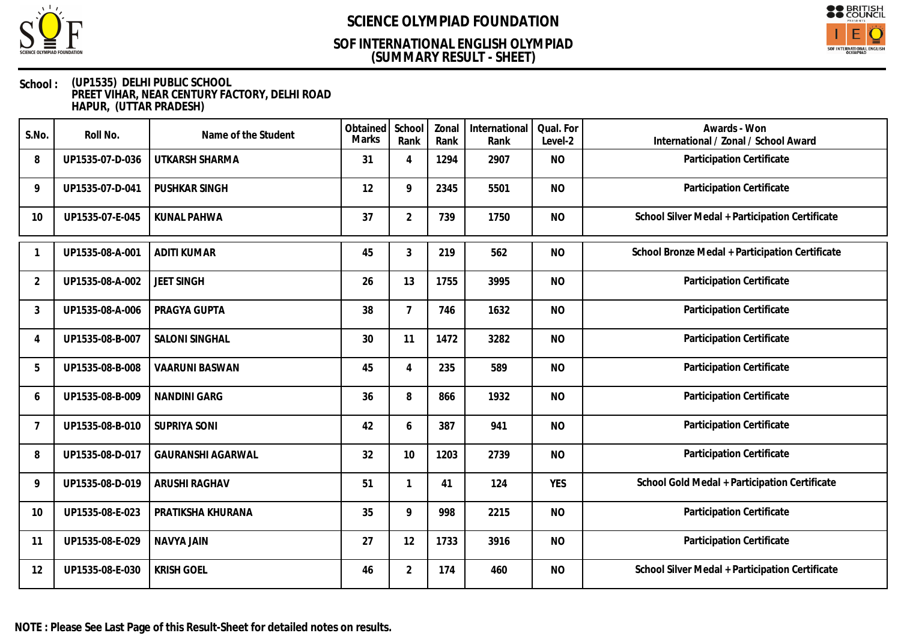# SCIENCE OLYMPIAD FOUNDATION

## SOF INTERNATIONAL ENGLISH OLYMPIAD
## (SUMMARY RESULT - SHEET)

**School :** (UP1535) DELHI PUBLIC SCHOOL
PREET VIHAR, NEAR CENTURY FACTORY, DELHI ROAD
HAPUR, (UTTAR PRADESH)

| S.No. | Roll No. | Name of the Student | Obtained Marks | School Rank | Zonal Rank | International Rank | Qual. For Level-2 | Awards - Won International / Zonal / School Award |
|---|---|---|---|---|---|---|---|---|
| 8 | UP1535-07-D-036 | UTKARSH SHARMA | 31 | 4 | 1294 | 2907 | NO | Participation Certificate |
| 9 | UP1535-07-D-041 | PUSHKAR SINGH | 12 | 9 | 2345 | 5501 | NO | Participation Certificate |
| 10 | UP1535-07-E-045 | KUNAL PAHWA | 37 | 2 | 739 | 1750 | NO | School Silver Medal + Participation Certificate |
| 1 | UP1535-08-A-001 | ADITI KUMAR | 45 | 3 | 219 | 562 | NO | School Bronze Medal + Participation Certificate |
| 2 | UP1535-08-A-002 | JEET SINGH | 26 | 13 | 1755 | 3995 | NO | Participation Certificate |
| 3 | UP1535-08-A-006 | PRAGYA GUPTA | 38 | 7 | 746 | 1632 | NO | Participation Certificate |
| 4 | UP1535-08-B-007 | SALONI SINGHAL | 30 | 11 | 1472 | 3282 | NO | Participation Certificate |
| 5 | UP1535-08-B-008 | VAARUNI BASWAN | 45 | 4 | 235 | 589 | NO | Participation Certificate |
| 6 | UP1535-08-B-009 | NANDINI GARG | 36 | 8 | 866 | 1932 | NO | Participation Certificate |
| 7 | UP1535-08-B-010 | SUPRIYA SONI | 42 | 6 | 387 | 941 | NO | Participation Certificate |
| 8 | UP1535-08-D-017 | GAURANSHI AGARWAL | 32 | 10 | 1203 | 2739 | NO | Participation Certificate |
| 9 | UP1535-08-D-019 | ARUSHI RAGHAV | 51 | 1 | 41 | 124 | YES | School Gold Medal + Participation Certificate |
| 10 | UP1535-08-E-023 | PRATIKSHA KHURANA | 35 | 9 | 998 | 2215 | NO | Participation Certificate |
| 11 | UP1535-08-E-029 | NAVYA JAIN | 27 | 12 | 1733 | 3916 | NO | Participation Certificate |
| 12 | UP1535-08-E-030 | KRISH GOEL | 46 | 2 | 174 | 460 | NO | School Silver Medal + Participation Certificate |

**NOTE : Please See Last Page of this Result-Sheet for detailed notes on results.**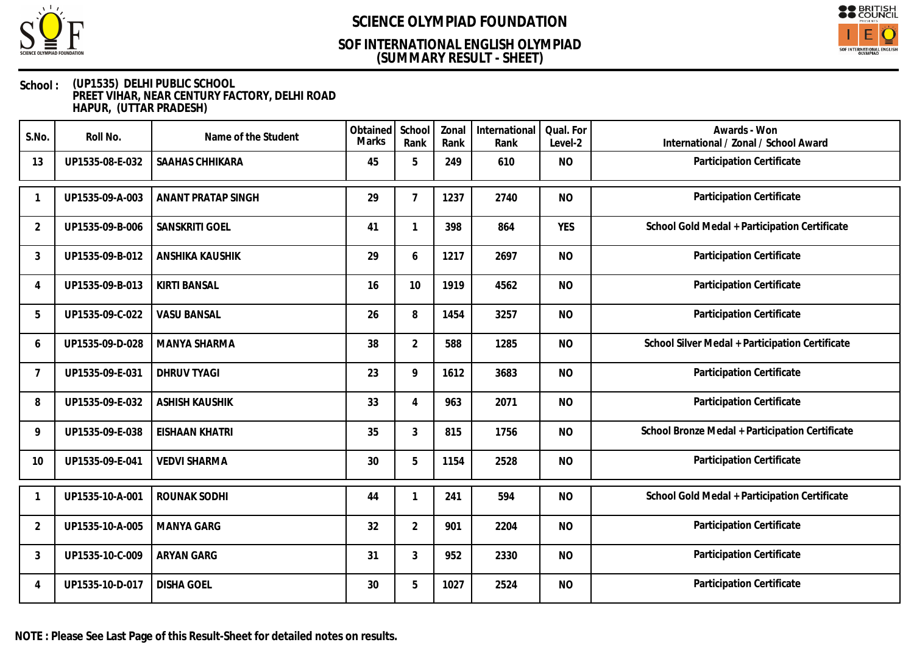# SCIENCE OLYMPIAD FOUNDATION

## SOF INTERNATIONAL ENGLISH OLYMPIAD
## (SUMMARY RESULT - SHEET)

**School :** **(UP1535) DELHI PUBLIC SCHOOL**
**PREET VIHAR, NEAR CENTURY FACTORY, DELHI ROAD**
**HAPUR, (UTTAR PRADESH)**

| S.No. | Roll No. | Name of the Student | Obtained Marks | School Rank | Zonal Rank | International Rank | Qual. For Level-2 | Awards - Won International / Zonal / School Award |
|---|---|---|---|---|---|---|---|---|
| 13 | UP1535-08-E-032 | SAAHAS CHHIKARA | 45 | 5 | 249 | 610 | NO | Participation Certificate |
| 1 | UP1535-09-A-003 | ANANT PRATAP SINGH | 29 | 7 | 1237 | 2740 | NO | Participation Certificate |
| 2 | UP1535-09-B-006 | SANSKRITI GOEL | 41 | 1 | 398 | 864 | YES | School Gold Medal + Participation Certificate |
| 3 | UP1535-09-B-012 | ANSHIKA KAUSHIK | 29 | 6 | 1217 | 2697 | NO | Participation Certificate |
| 4 | UP1535-09-B-013 | KIRTI BANSAL | 16 | 10 | 1919 | 4562 | NO | Participation Certificate |
| 5 | UP1535-09-C-022 | VASU BANSAL | 26 | 8 | 1454 | 3257 | NO | Participation Certificate |
| 6 | UP1535-09-D-028 | MANYA SHARMA | 38 | 2 | 588 | 1285 | NO | School Silver Medal + Participation Certificate |
| 7 | UP1535-09-E-031 | DHRUV TYAGI | 23 | 9 | 1612 | 3683 | NO | Participation Certificate |
| 8 | UP1535-09-E-032 | ASHISH KAUSHIK | 33 | 4 | 963 | 2071 | NO | Participation Certificate |
| 9 | UP1535-09-E-038 | EISHAAN KHATRI | 35 | 3 | 815 | 1756 | NO | School Bronze Medal + Participation Certificate |
| 10 | UP1535-09-E-041 | VEDVI SHARMA | 30 | 5 | 1154 | 2528 | NO | Participation Certificate |
| 1 | UP1535-10-A-001 | ROUNAK SODHI | 44 | 1 | 241 | 594 | NO | School Gold Medal + Participation Certificate |
| 2 | UP1535-10-A-005 | MANYA GARG | 32 | 2 | 901 | 2204 | NO | Participation Certificate |
| 3 | UP1535-10-C-009 | ARYAN GARG | 31 | 3 | 952 | 2330 | NO | Participation Certificate |
| 4 | UP1535-10-D-017 | DISHA GOEL | 30 | 5 | 1027 | 2524 | NO | Participation Certificate |

**NOTE : Please See Last Page of this Result-Sheet for detailed notes on results.**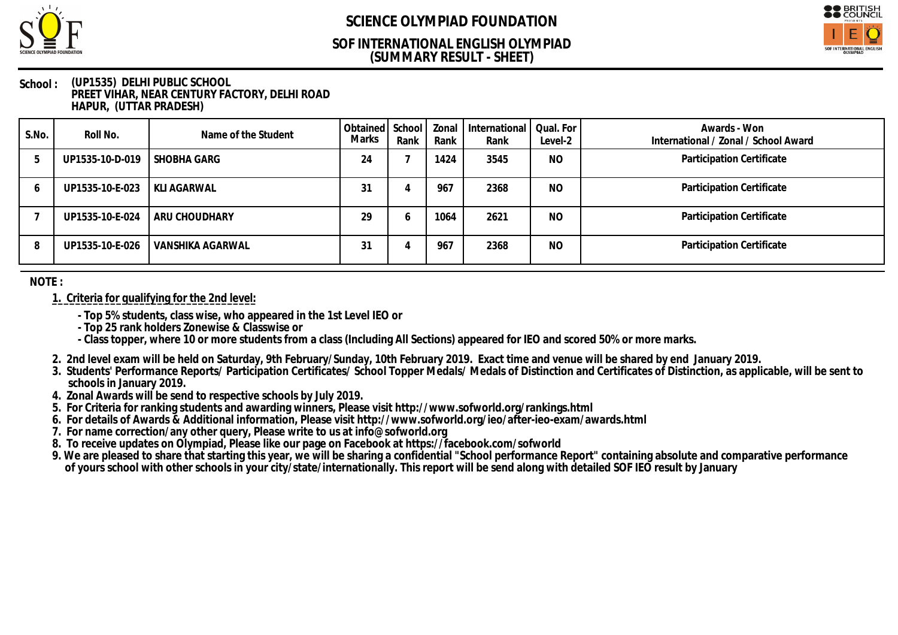# SCIENCE OLYMPIAD FOUNDATION

## SOF INTERNATIONAL ENGLISH OLYMPIAD
## (SUMMARY RESULT - SHEET)

**School :** **(UP1535) DELHI PUBLIC SCHOOL**
**PREET VIHAR, NEAR CENTURY FACTORY, DELHI ROAD**
**HAPUR, (UTTAR PRADESH)**

| S.No. | Roll No. | Name of the Student | Obtained Marks | School Rank | Zonal Rank | International Rank | Qual. For Level-2 | Awards - Won International / Zonal / School Award |
|---|---|---|---|---|---|---|---|---|
| 5 | UP1535-10-D-019 | SHOBHA GARG | 24 | 7 | 1424 | 3545 | NO | Participation Certificate |
| 6 | UP1535-10-E-023 | KLI AGARWAL | 31 | 4 | 967 | 2368 | NO | Participation Certificate |
| 7 | UP1535-10-E-024 | ARU CHOUDHARY | 29 | 6 | 1064 | 2621 | NO | Participation Certificate |
| 8 | UP1535-10-E-026 | VANSHIKA AGARWAL | 31 | 4 | 967 | 2368 | NO | Participation Certificate |

**NOTE :**

1. **Criteria for qualifying for the 2nd level:**
   - Top 5% students, class wise, who appeared in the 1st Level IEO or
   - Top 25 rank holders Zonewise & Classwise or
   - Class topper, where 10 or more students from a class (Including All Sections) appeared for IEO and scored 50% or more marks.
2. 2nd level exam will be held on Saturday, 9th February/Sunday, 10th February 2019. Exact time and venue will be shared by end January 2019.
3. Students' Performance Reports/ Participation Certificates/ School Topper Medals/ Medals of Distinction and Certificates of Distinction, as applicable, will be sent to schools in January 2019.
4. Zonal Awards will be send to respective schools by July 2019.
5. For Criteria for ranking students and awarding winners, Please visit http://www.sofworld.org/rankings.html
6. For details of Awards & Additional information, Please visit http://www.sofworld.org/ieo/after-ieo-exam/awards.html
7. For name correction/any other query, Please write to us at info@sofworld.org
8. To receive updates on Olympiad, Please like our page on Facebook at https://facebook.com/sofworld
9. We are pleased to share that starting this year, we will be sharing a confidential "School performance Report" containing absolute and comparative performance of yours school with other schools in your city/state/internationally. This report will be send along with detailed SOF IEO result by January